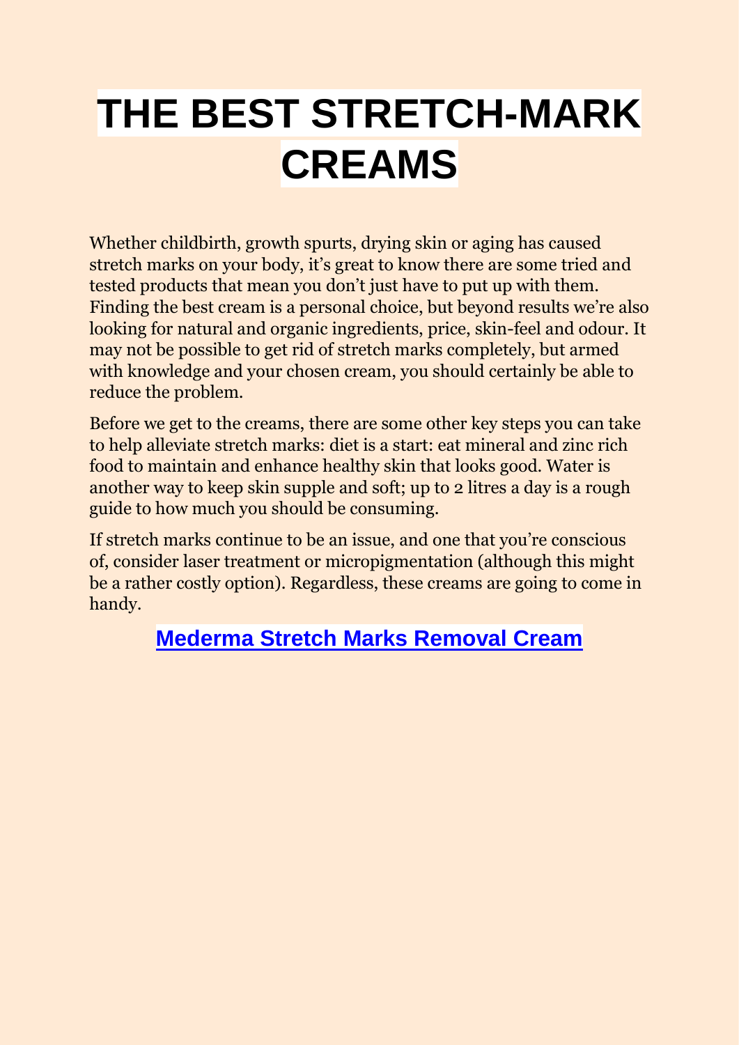# THE BEST STRETCH-MARK CREAMS

Whether childbirth, growth spurts, drying skin or aging has caused stretch marks on your body, it's great to know there are some tried and tested products that mean you don't just have to put up with them. Finding the best cream is a personal choice, but beyond results we're also looking for natural and organic ingredients, price, skin-feel and odour. It may not be possible to get rid of stretch marks completely, but armed with knowledge and your chosen cream, you should certainly be able to reduce the problem.

Before we get to the creams, there are some other key steps you can take to help alleviate stretch marks: diet is a start: eat mineral and zinc rich food to maintain and enhance healthy skin that looks good. Water is another way to keep skin supple and soft; up to 2 litres a day is a rough guide to how much you should be consuming.

If stretch marks continue to be an issue, and one that you're conscious of, consider laser treatment or micropigmentation (although this might be a rather costly option). Regardless, these creams are going to come in handy.

## Mederma Stretch Marks Removal Cream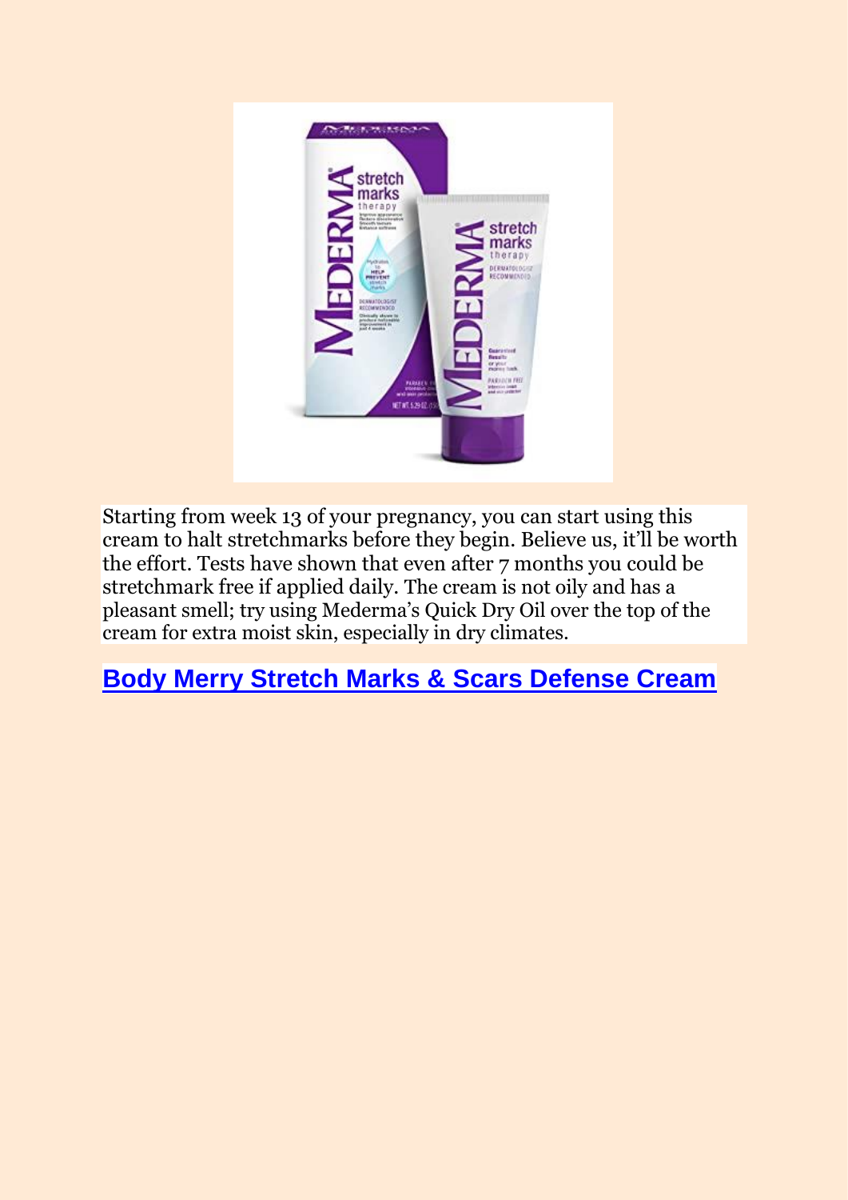Starting from week 13 of your pregnancy, you can start using this cream to halt stretchmarks before they begin. Believe us, it'll be worth the effort. Tests have shown that even after 7 months you could be stretchmark free if applied daily. The cream is not oily and has a pleasant smell; try using Mederma's Quick Dry Oil over the top of the cream for extra moist skin, especially in dry climates.

## Body Merry Stretch Marks & Scars Defense Cream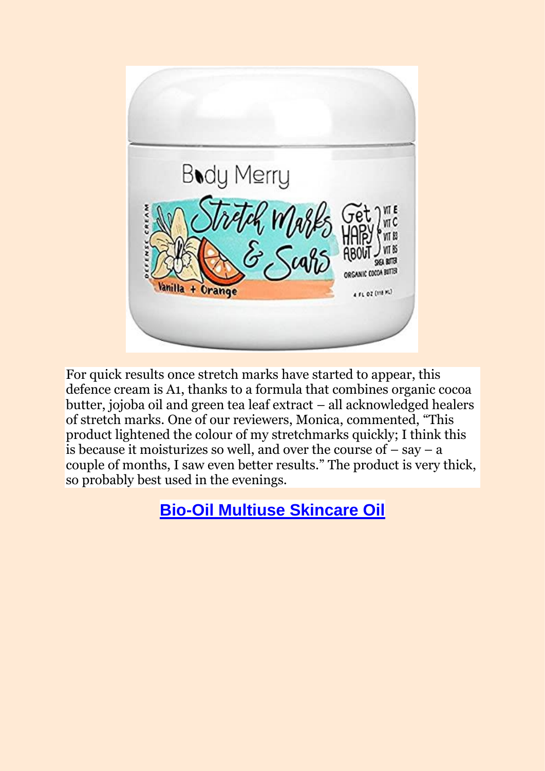For quick results once stretch marks have started to appear, this defence cream is A1, thanks to a formula that combines organic cocoa butter, jojoba oil and green tea leaf extract – all acknowledged healers of stretch marks. One of our reviewers, Monica, commented, “This product lightened the colour of my stretchmarks quickly; I think this is because it moisturizes so well, and over the course of – say – a couple of months, I saw even better results.” The product is very thick, so probably best used in the evenings.

## Bio-Oil Multiuse Skincare Oil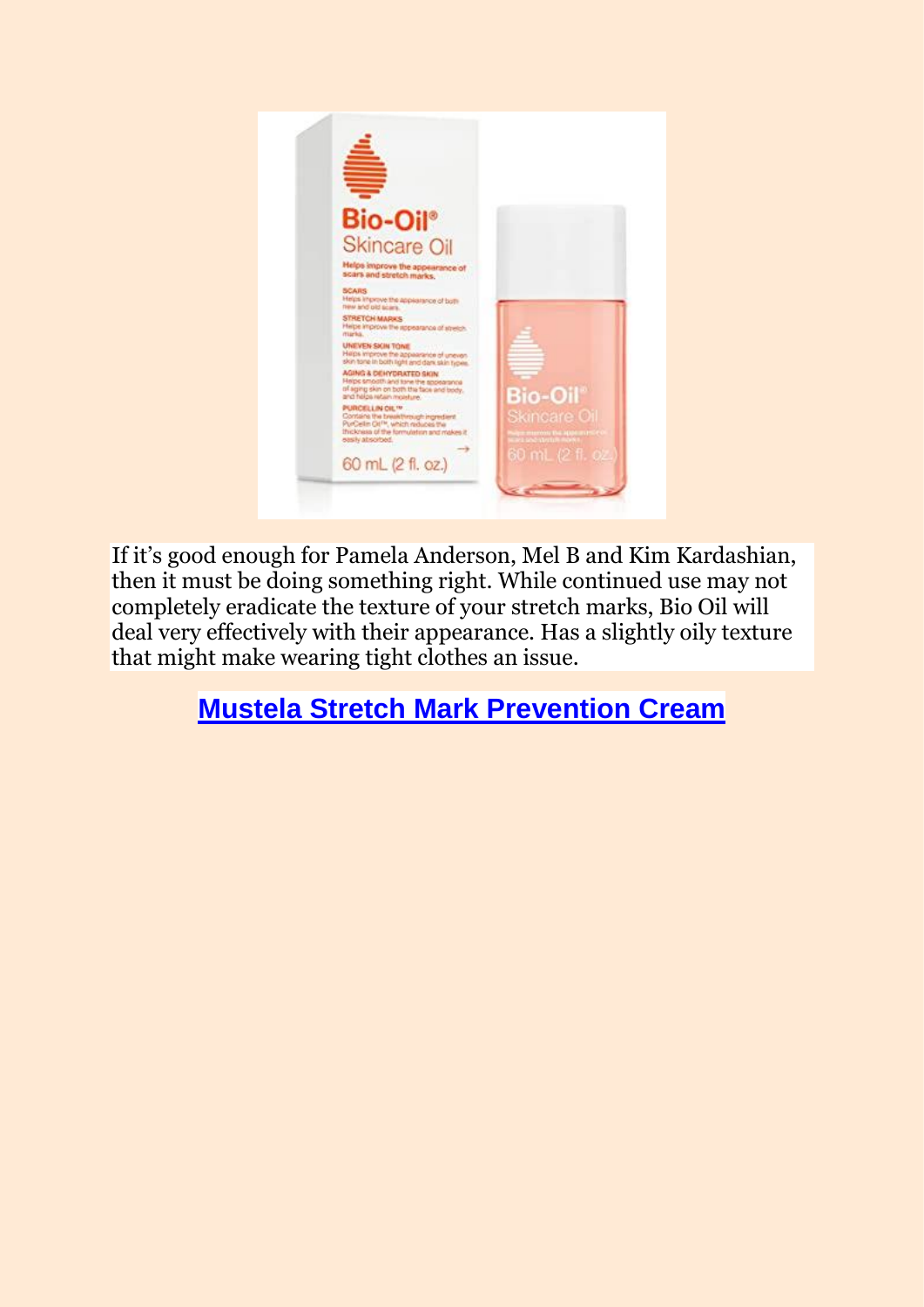If it's good enough for Pamela Anderson, Mel B and Kim Kardashian, then it must be doing something right. While continued use may not completely eradicate the texture of your stretch marks, Bio Oil will deal very effectively with their appearance. Has a slightly oily texture that might make wearing tight clothes an issue.

## Mustela Stretch Mark Prevention Cream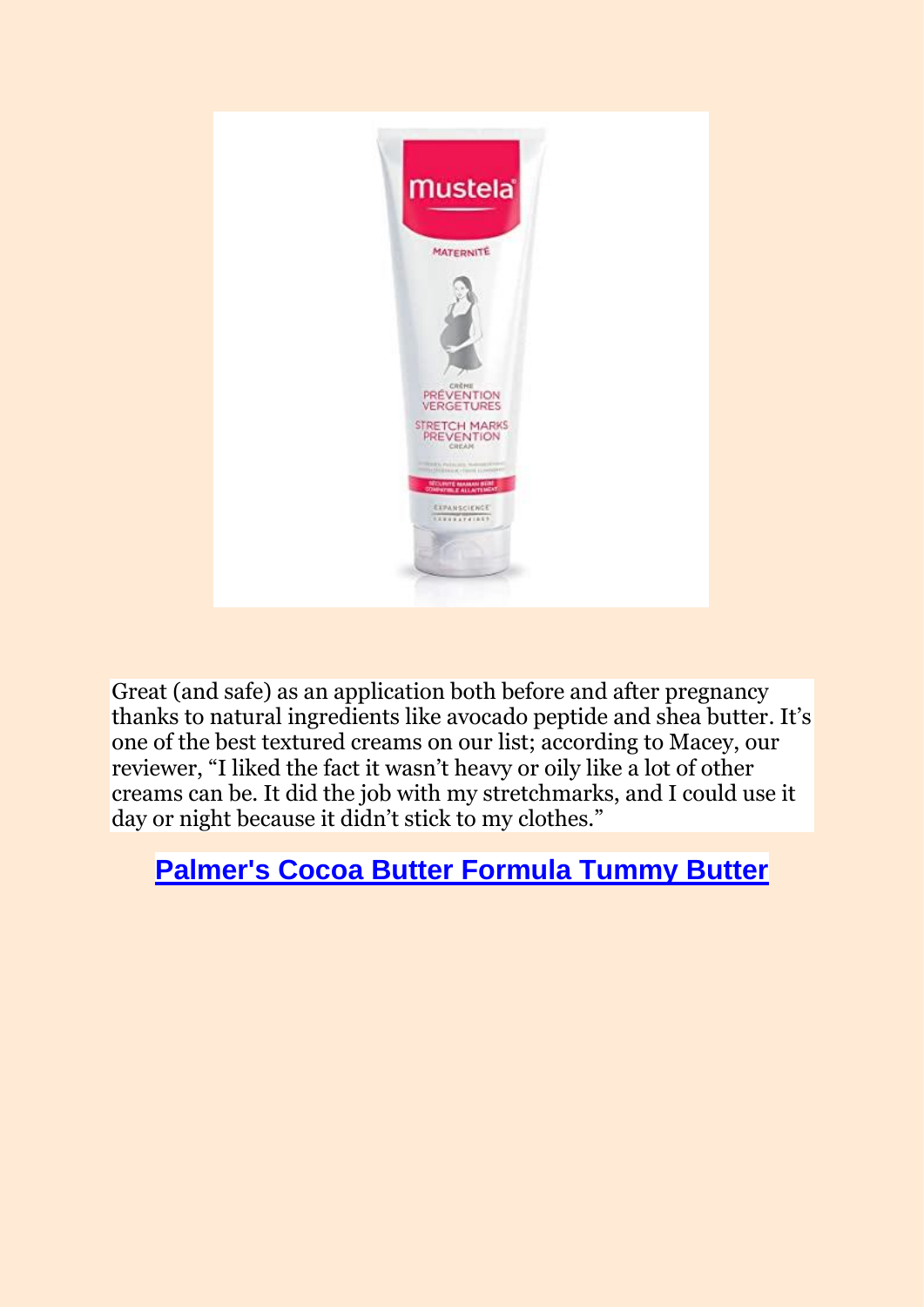Great (and safe) as an application both before and after pregnancy thanks to natural ingredients like avocado peptide and shea butter. It's one of the best textured creams on our list; according to Macey, our reviewer, "I liked the fact it wasn't heavy or oily like a lot of other creams can be. It did the job with my stretchmarks, and I could use it day or night because it didn't stick to my clothes."

## Palmer's Cocoa Butter Formula Tummy Butter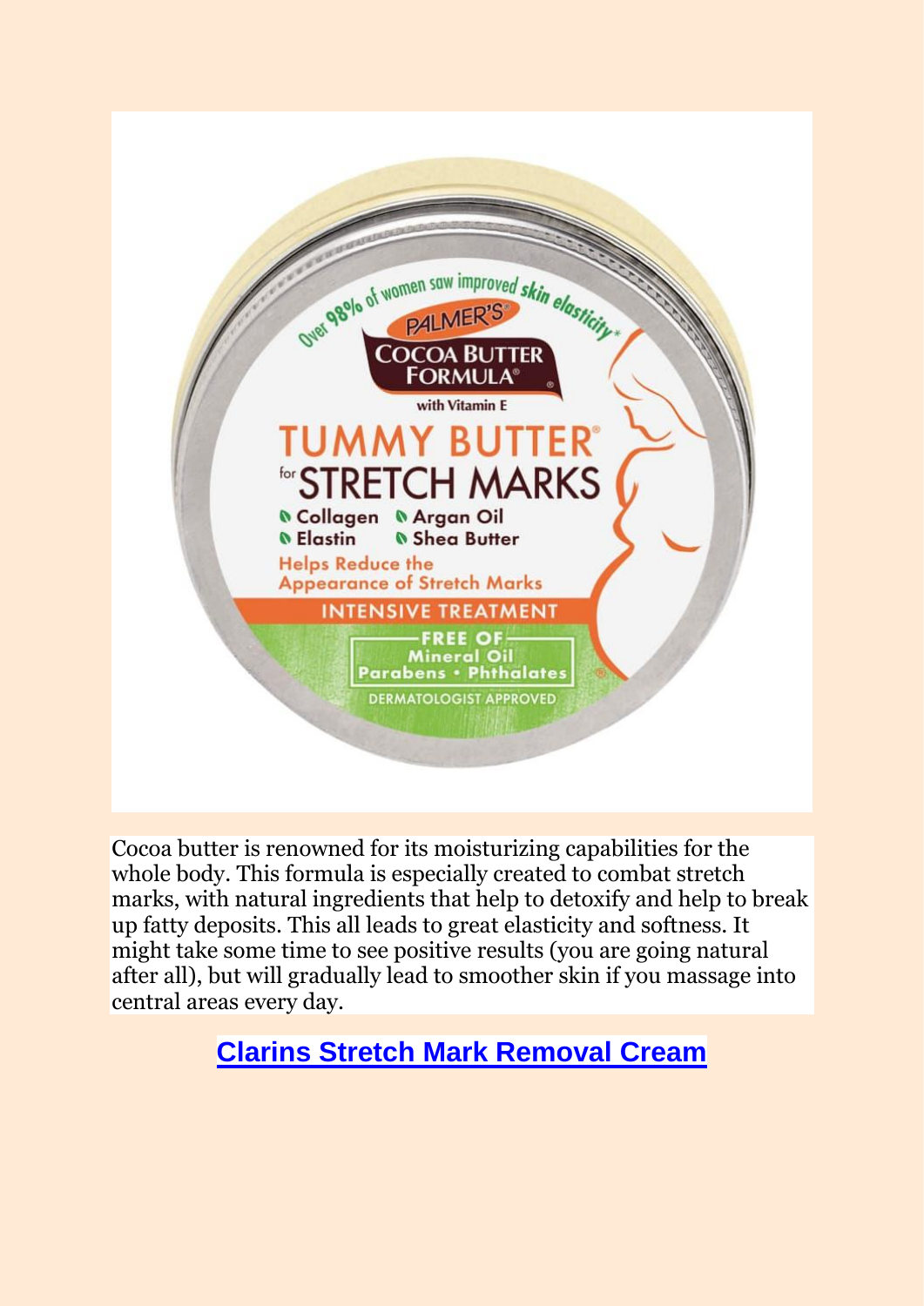Cocoa butter is renowned for its moisturizing capabilities for the whole body. This formula is especially created to combat stretch marks, with natural ingredients that help to detoxify and help to break up fatty deposits. This all leads to great elasticity and softness. It might take some time to see positive results (you are going natural after all), but will gradually lead to smoother skin if you massage into central areas every day.

## Clarins Stretch Mark Removal Cream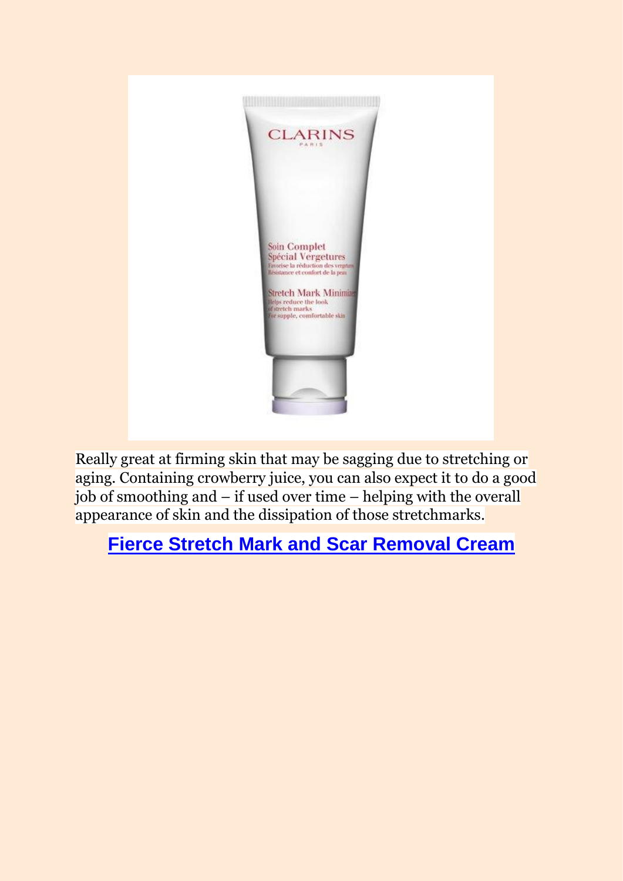Really great at firming skin that may be sagging due to stretching or aging. Containing crowberry juice, you can also expect it to do a good job of smoothing and – if used over time – helping with the overall appearance of skin and the dissipation of those stretchmarks.

**Fierce Stretch Mark and Scar Removal Cream**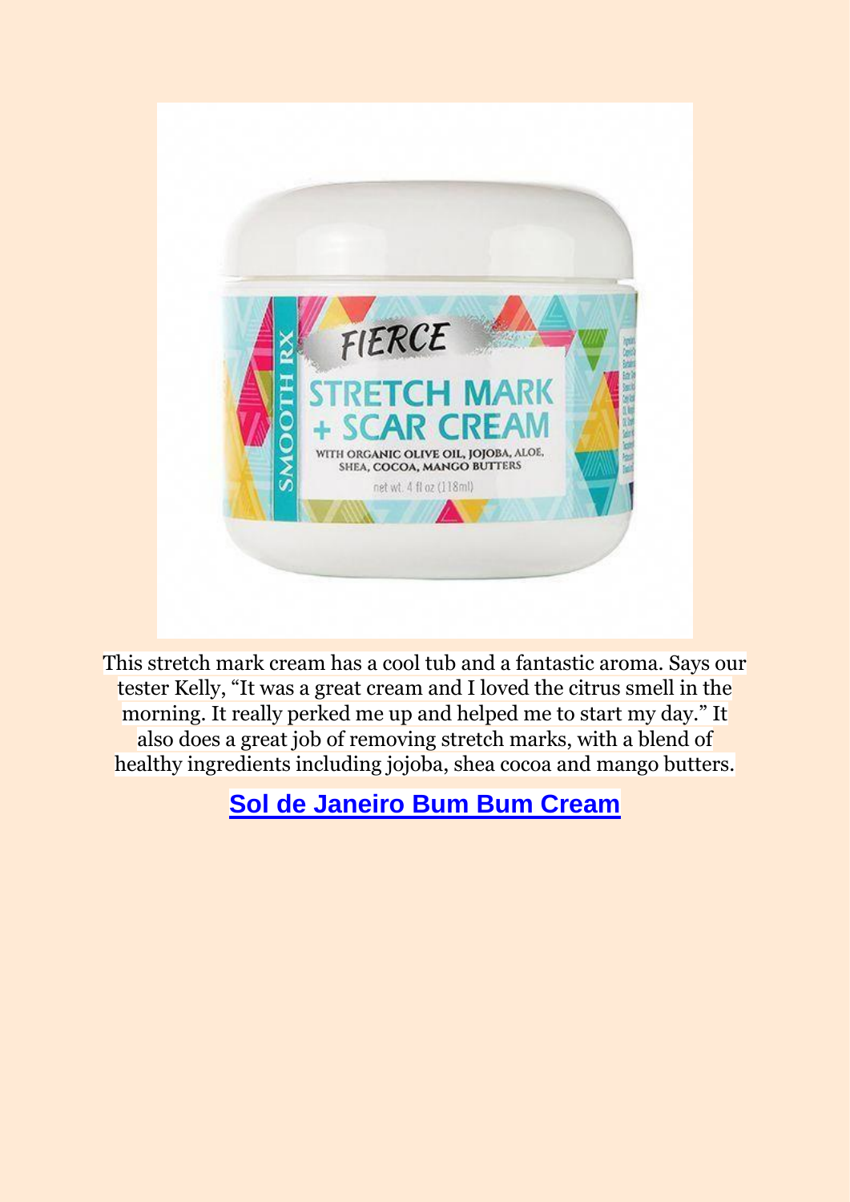This stretch mark cream has a cool tub and a fantastic aroma. Says our tester Kelly, “It was a great cream and I loved the citrus smell in the morning. It really perked me up and helped me to start my day.” It also does a great job of removing stretch marks, with a blend of healthy ingredients including jojoba, shea cocoa and mango butters.

## Sol de Janeiro Bum Bum Cream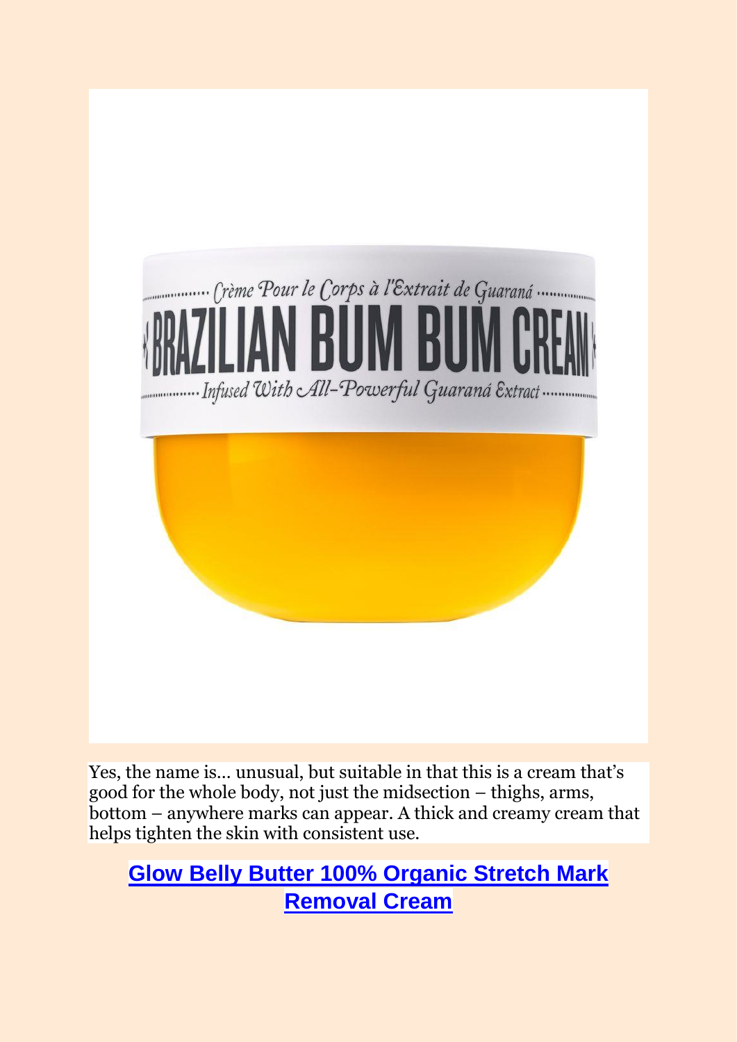Yes, the name is… unusual, but suitable in that this is a cream that's good for the whole body, not just the midsection – thighs, arms, bottom – anywhere marks can appear. A thick and creamy cream that helps tighten the skin with consistent use.

## Glow Belly Butter 100% Organic Stretch Mark Removal Cream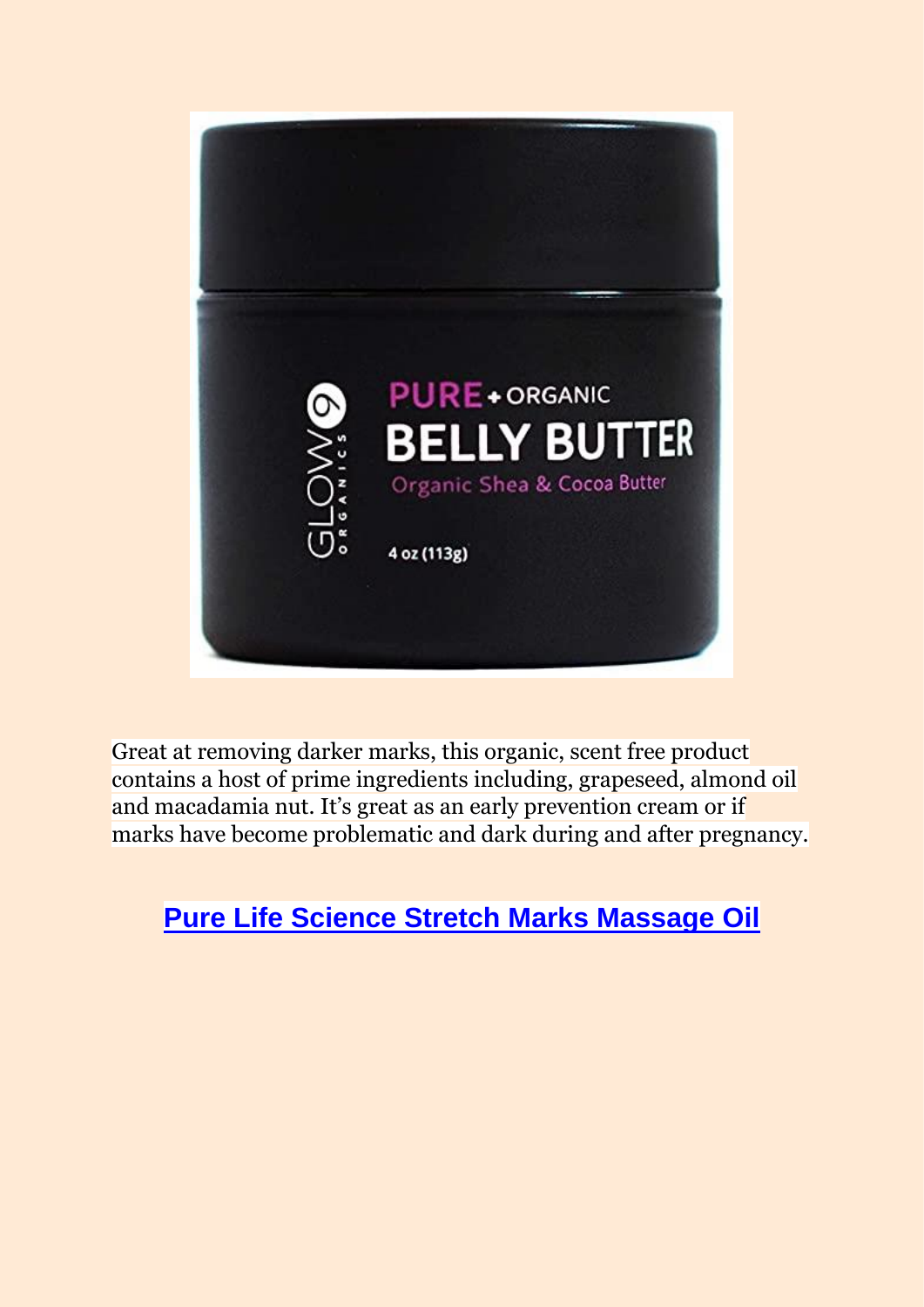Great at removing darker marks, this organic, scent free product contains a host of prime ingredients including, grapeseed, almond oil and macadamia nut. It's great as an early prevention cream or if marks have become problematic and dark during and after pregnancy.

## Pure Life Science Stretch Marks Massage Oil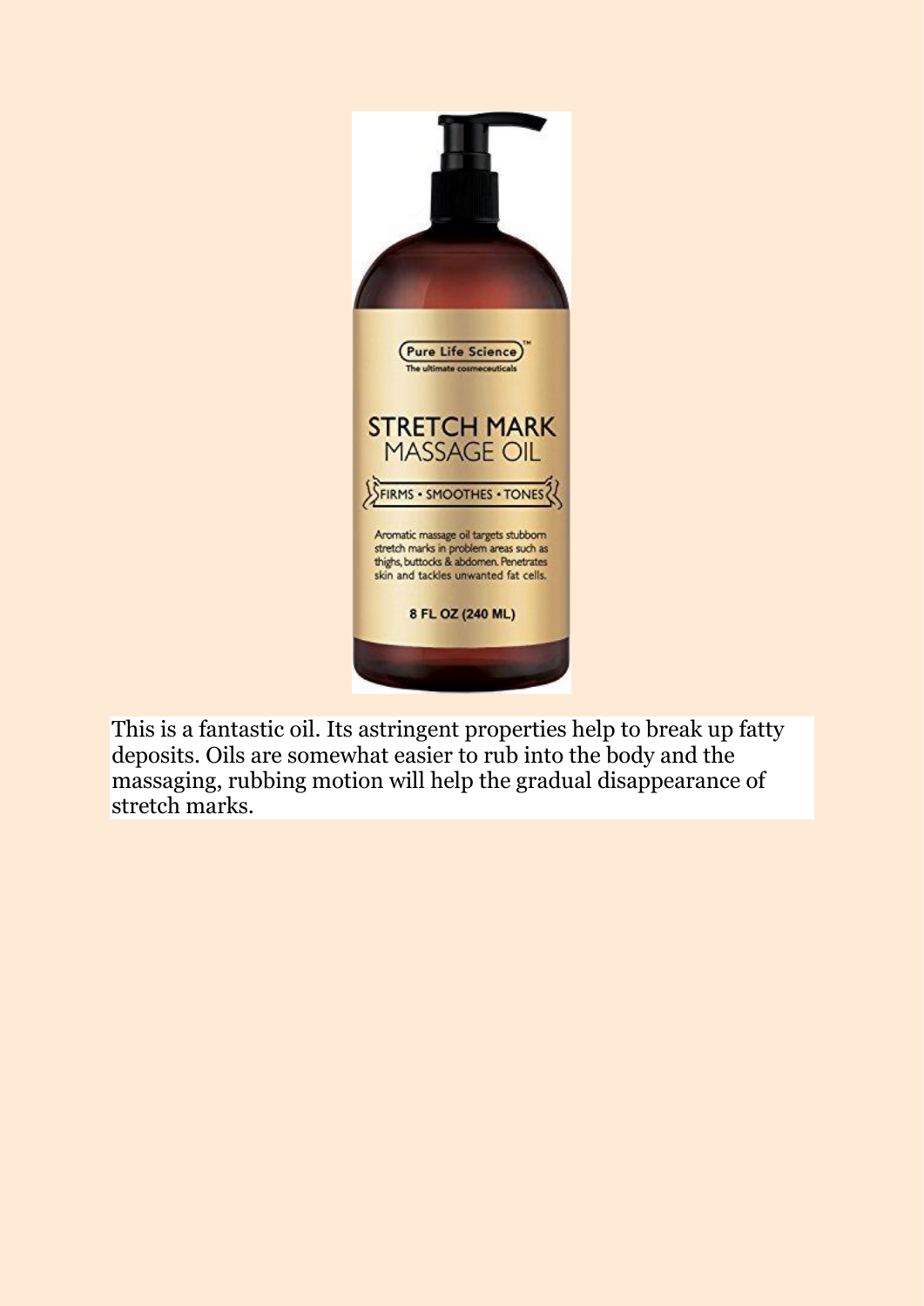This is a fantastic oil. Its astringent properties help to break up fatty deposits. Oils are somewhat easier to rub into the body and the massaging, rubbing motion will help the gradual disappearance of stretch marks.